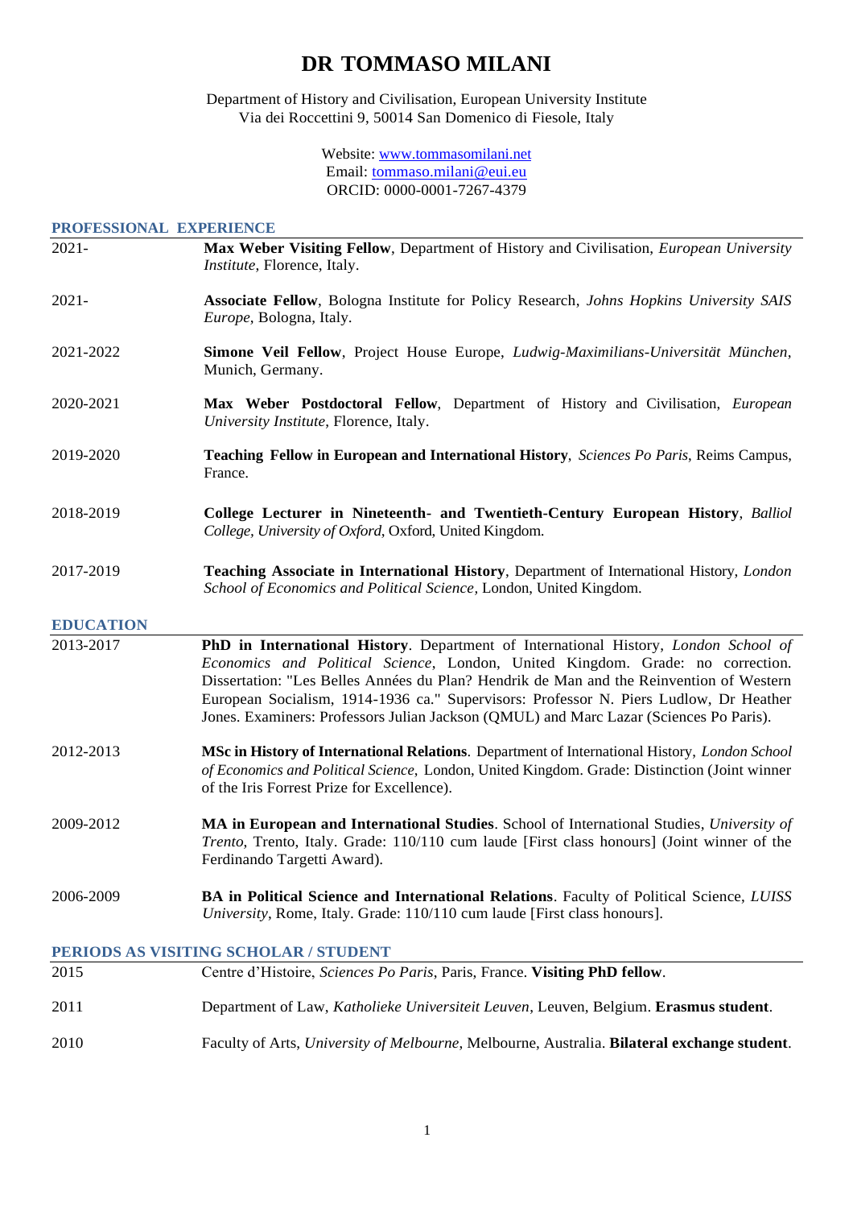# DR TOMMASO MILANI

Department of History and Civilisation, European University Institute
Via dei Roccettini 9, 50014 San Domenico di Fiesole, Italy

Website: www.tommasomilani.net
Email: tommaso.milani@eui.eu
ORCID: 0000-0001-7267-4379

## PROFESSIONAL EXPERIENCE

| | |
|---|---|
| 2021- | **Max Weber Visiting Fellow**, Department of History and Civilisation, *European University Institute*, Florence, Italy. |
| 2021- | **Associate Fellow**, Bologna Institute for Policy Research, *Johns Hopkins University SAIS Europe*, Bologna, Italy. |
| 2021-2022 | **Simone Veil Fellow**, Project House Europe, *Ludwig-Maximilians-Universität München*, Munich, Germany. |
| 2020-2021 | **Max Weber Postdoctoral Fellow**, Department of History and Civilisation, *European University Institute*, Florence, Italy. |
| 2019-2020 | **Teaching Fellow in European and International History**, *Sciences Po Paris*, Reims Campus, France. |
| 2018-2019 | **College Lecturer in Nineteenth- and Twentieth-Century European History**, *Balliol College, University of Oxford*, Oxford, United Kingdom. |
| 2017-2019 | **Teaching Associate in International History**, Department of International History, *London School of Economics and Political Science*, London, United Kingdom. |

## EDUCATION

| | |
|---|---|
| 2013-2017 | **PhD in International History**. Department of International History, *London School of Economics and Political Science*, London, United Kingdom. Grade: no correction. Dissertation: "Les Belles Années du Plan? Hendrik de Man and the Reinvention of Western European Socialism, 1914-1936 ca." Supervisors: Professor N. Piers Ludlow, Dr Heather Jones. Examiners: Professors Julian Jackson (QMUL) and Marc Lazar (Sciences Po Paris). |
| 2012-2013 | **MSc in History of International Relations**. Department of International History, *London School of Economics and Political Science*, London, United Kingdom. Grade: Distinction (Joint winner of the Iris Forrest Prize for Excellence). |
| 2009-2012 | **MA in European and International Studies**. School of International Studies, *University of Trento*, Trento, Italy. Grade: 110/110 cum laude [First class honours] (Joint winner of the Ferdinando Targetti Award). |
| 2006-2009 | **BA in Political Science and International Relations**. Faculty of Political Science, *LUISS University*, Rome, Italy. Grade: 110/110 cum laude [First class honours]. |

## PERIODS AS VISITING SCHOLAR / STUDENT

| | |
|---|---|
| 2015 | Centre d'Histoire, *Sciences Po Paris*, Paris, France. **Visiting PhD fellow**. |
| 2011 | Department of Law, *Katholieke Universiteit Leuven*, Leuven, Belgium. **Erasmus student**. |
| 2010 | Faculty of Arts, *University of Melbourne*, Melbourne, Australia. **Bilateral exchange student**. |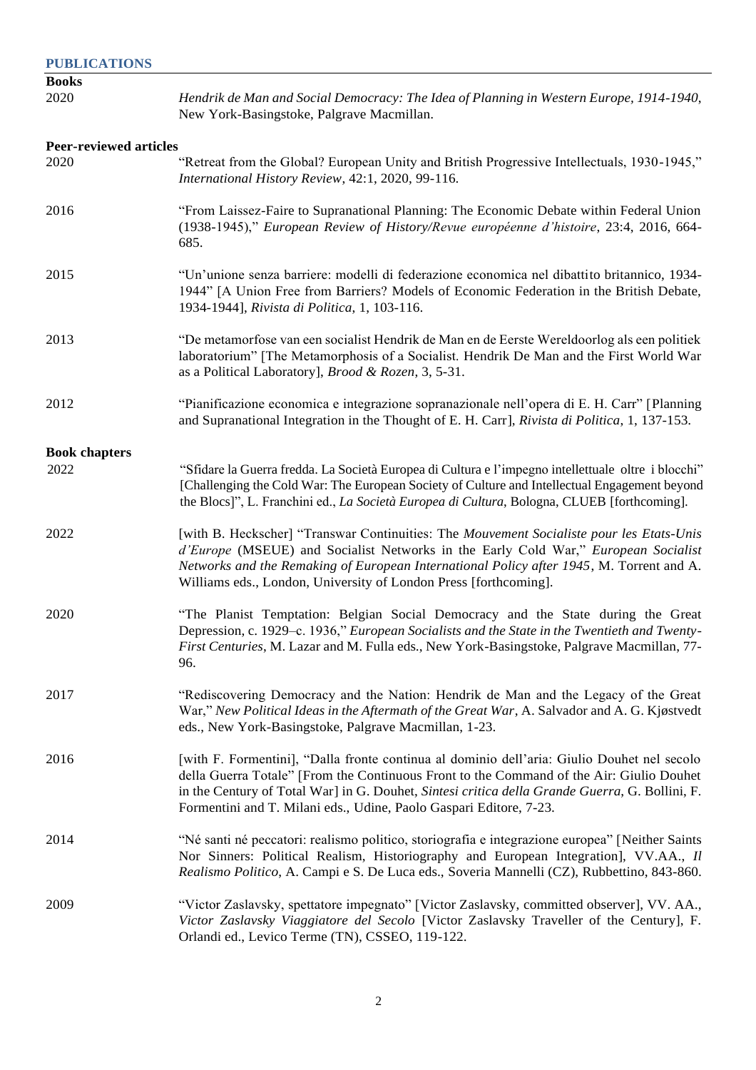## PUBLICATIONS

### Books

2020 *Hendrik de Man and Social Democracy: The Idea of Planning in Western Europe, 1914-1940*, New York-Basingstoke, Palgrave Macmillan.

### Peer-reviewed articles

2020 "Retreat from the Global? European Unity and British Progressive Intellectuals, 1930-1945," *International History Review*, 42:1, 2020, 99-116.

2016 "From Laissez-Faire to Supranational Planning: The Economic Debate within Federal Union (1938-1945)," *European Review of History/Revue européenne d'histoire*, 23:4, 2016, 664-685.

2015 "Un'unione senza barriere: modelli di federazione economica nel dibattito britannico, 1934-1944" [A Union Free from Barriers? Models of Economic Federation in the British Debate, 1934-1944], *Rivista di Politica*, 1, 103-116.

2013 "De metamorfose van een socialist Hendrik de Man en de Eerste Wereldoorlog als een politiek laboratorium" [The Metamorphosis of a Socialist. Hendrik De Man and the First World War as a Political Laboratory], *Brood & Rozen*, 3, 5-31.

2012 "Pianificazione economica e integrazione sopranazionale nell'opera di E. H. Carr" [Planning and Supranational Integration in the Thought of E. H. Carr], *Rivista di Politica*, 1, 137-153.

### Book chapters

2022 "Sfidare la Guerra fredda. La Società Europea di Cultura e l'impegno intellettuale oltre i blocchi" [Challenging the Cold War: The European Society of Culture and Intellectual Engagement beyond the Blocs]", L. Franchini ed., *La Società Europea di Cultura*, Bologna, CLUEB [forthcoming].

2022 [with B. Heckscher] "Transwar Continuities: The *Mouvement Socialiste pour les Etats-Unis d'Europe* (MSEUE) and Socialist Networks in the Early Cold War," *European Socialist Networks and the Remaking of European International Policy after 1945*, M. Torrent and A. Williams eds., London, University of London Press [forthcoming].

2020 "The Planist Temptation: Belgian Social Democracy and the State during the Great Depression, c. 1929–c. 1936," *European Socialists and the State in the Twentieth and Twenty-First Centuries*, M. Lazar and M. Fulla eds., New York-Basingstoke, Palgrave Macmillan, 77-96.

2017 "Rediscovering Democracy and the Nation: Hendrik de Man and the Legacy of the Great War," *New Political Ideas in the Aftermath of the Great War*, A. Salvador and A. G. Kjøstvedt eds., New York-Basingstoke, Palgrave Macmillan, 1-23.

2016 [with F. Formentini], "Dalla fronte continua al dominio dell'aria: Giulio Douhet nel secolo della Guerra Totale" [From the Continuous Front to the Command of the Air: Giulio Douhet in the Century of Total War] in G. Douhet, *Sintesi critica della Grande Guerra*, G. Bollini, F. Formentini and T. Milani eds., Udine, Paolo Gaspari Editore, 7-23.

2014 "Né santi né peccatori: realismo politico, storiografia e integrazione europea" [Neither Saints Nor Sinners: Political Realism, Historiography and European Integration], VV.AA., *Il Realismo Politico*, A. Campi e S. De Luca eds., Soveria Mannelli (CZ), Rubbettino, 843-860.

2009 "Victor Zaslavsky, spettatore impegnato" [Victor Zaslavsky, committed observer], VV. AA., *Victor Zaslavsky Viaggiatore del Secolo* [Victor Zaslavsky Traveller of the Century], F. Orlandi ed., Levico Terme (TN), CSSEO, 119-122.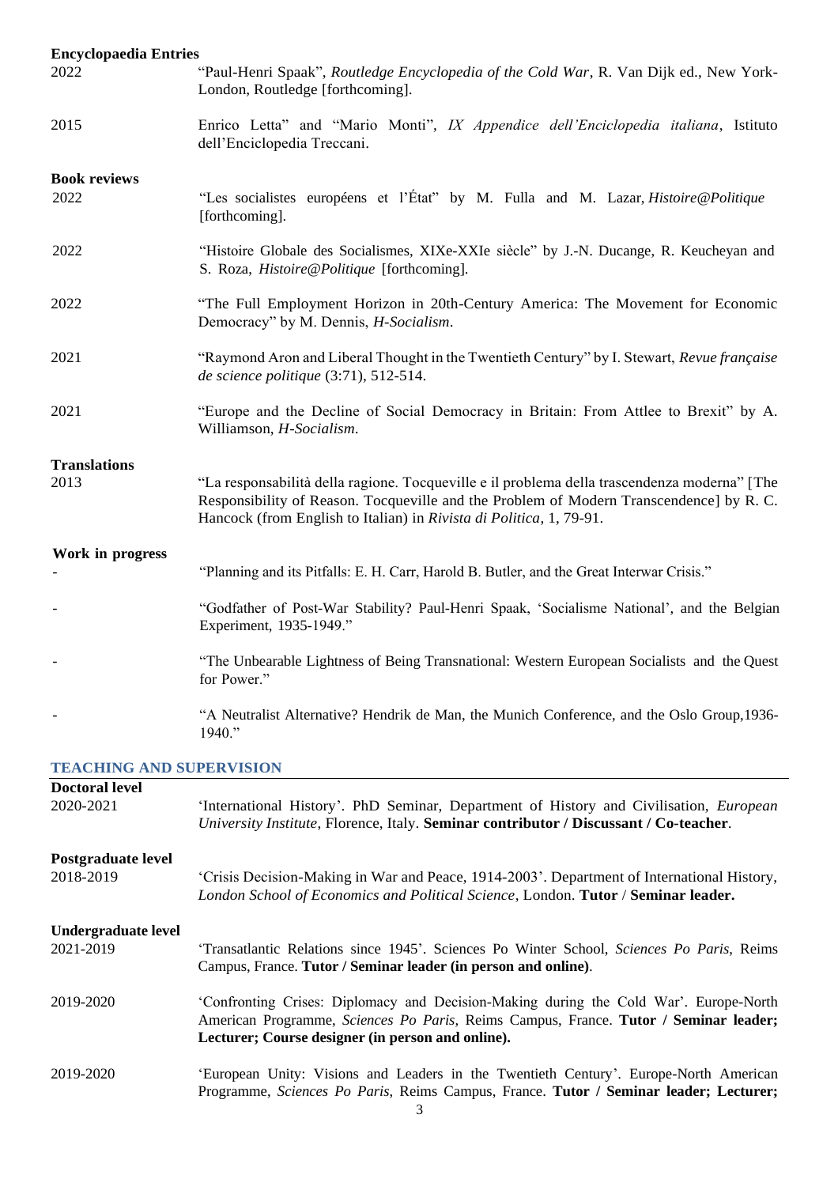#### Encyclopaedia Entries

2022 — "Paul-Henri Spaak", *Routledge Encyclopedia of the Cold War*, R. Van Dijk ed., New York-London, Routledge [forthcoming].

2015 — Enrico Letta" and "Mario Monti", *IX Appendice dell'Enciclopedia italiana*, Istituto dell'Enciclopedia Treccani.

#### Book reviews

2022 — "Les socialistes européens et l'État" by M. Fulla and M. Lazar, *Histoire@Politique* [forthcoming].

2022 — "Histoire Globale des Socialismes, XIXe-XXIe siècle" by J.-N. Ducange, R. Keucheyan and S. Roza, *Histoire@Politique* [forthcoming].

2022 — "The Full Employment Horizon in 20th-Century America: The Movement for Economic Democracy" by M. Dennis, *H-Socialism*.

2021 — "Raymond Aron and Liberal Thought in the Twentieth Century" by I. Stewart, *Revue française de science politique* (3:71), 512-514.

2021 — "Europe and the Decline of Social Democracy in Britain: From Attlee to Brexit" by A. Williamson, *H-Socialism*.

#### Translations

2013 — "La responsabilità della ragione. Tocqueville e il problema della trascendenza moderna" [The Responsibility of Reason. Tocqueville and the Problem of Modern Transcendence] by R. C. Hancock (from English to Italian) in *Rivista di Politica*, 1, 79-91.

#### Work in progress

- "Planning and its Pitfalls: E. H. Carr, Harold B. Butler, and the Great Interwar Crisis."
- "Godfather of Post-War Stability? Paul-Henri Spaak, 'Socialisme National', and the Belgian Experiment, 1935-1949."
- "The Unbearable Lightness of Being Transnational: Western European Socialists and the Quest for Power."
- "A Neutralist Alternative? Hendrik de Man, the Munich Conference, and the Oslo Group,1936-1940."

## TEACHING AND SUPERVISION

#### Doctoral level

2020-2021 — 'International History'. PhD Seminar, Department of History and Civilisation, *European University Institute*, Florence, Italy. **Seminar contributor / Discussant / Co-teacher**.

#### Postgraduate level

2018-2019 — 'Crisis Decision-Making in War and Peace, 1914-2003'. Department of International History, *London School of Economics and Political Science*, London. **Tutor** / **Seminar leader.**

#### Undergraduate level

2021-2019 — 'Transatlantic Relations since 1945'. Sciences Po Winter School, *Sciences Po Paris*, Reims Campus, France. **Tutor / Seminar leader (in person and online)**.

2019-2020 — 'Confronting Crises: Diplomacy and Decision-Making during the Cold War'. Europe-North American Programme, *Sciences Po Paris*, Reims Campus, France. **Tutor / Seminar leader; Lecturer; Course designer (in person and online).**

2019-2020 — 'European Unity: Visions and Leaders in the Twentieth Century'. Europe-North American Programme, *Sciences Po Paris*, Reims Campus, France. **Tutor / Seminar leader; Lecturer;**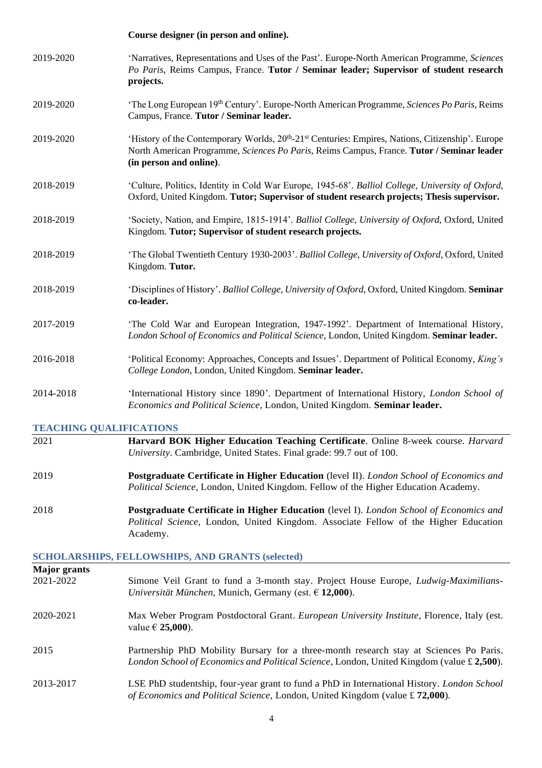**Course designer (in person and online).**

2019-2020 — 'Narratives, Representations and Uses of the Past'. Europe-North American Programme, *Sciences Po Paris*, Reims Campus, France. **Tutor / Seminar leader; Supervisor of student research projects.**

2019-2020 — 'The Long European 19th Century'. Europe-North American Programme, *Sciences Po Paris*, Reims Campus, France. **Tutor / Seminar leader.**

2019-2020 — 'History of the Contemporary Worlds, 20th-21st Centuries: Empires, Nations, Citizenship'. Europe North American Programme, *Sciences Po Paris*, Reims Campus, France. **Tutor / Seminar leader (in person and online)**.

2018-2019 — 'Culture, Politics, Identity in Cold War Europe, 1945-68'. *Balliol College*, *University of Oxford*, Oxford, United Kingdom. **Tutor; Supervisor of student research projects; Thesis supervisor.**

2018-2019 — 'Society, Nation, and Empire, 1815-1914'. *Balliol College*, *University of Oxford*, Oxford, United Kingdom. **Tutor; Supervisor of student research projects.**

2018-2019 — 'The Global Twentieth Century 1930-2003'. *Balliol College*, *University of Oxford*, Oxford, United Kingdom. **Tutor.**

2018-2019 — 'Disciplines of History'. *Balliol College*, *University of Oxford*, Oxford, United Kingdom. **Seminar co-leader.**

2017-2019 — 'The Cold War and European Integration, 1947-1992'. Department of International History, *London School of Economics and Political Science*, London, United Kingdom. **Seminar leader.**

2016-2018 — 'Political Economy: Approaches, Concepts and Issues'. Department of Political Economy, *King's College London*, London, United Kingdom. **Seminar leader.**

2014-2018 — 'International History since 1890'. Department of International History, *London School of Economics and Political Science*, London, United Kingdom. **Seminar leader.**

## TEACHING QUALIFICATIONS

2021 — **Harvard BOK Higher Education Teaching Certificate**. Online 8-week course. *Harvard University*. Cambridge, United States. Final grade: 99.7 out of 100.

2019 — **Postgraduate Certificate in Higher Education** (level II). *London School of Economics and Political Science*, London, United Kingdom. Fellow of the Higher Education Academy.

2018 — **Postgraduate Certificate in Higher Education** (level I). *London School of Economics and Political Science*, London, United Kingdom. Associate Fellow of the Higher Education Academy.

## SCHOLARSHIPS, FELLOWSHIPS, AND GRANTS (selected)

**Major grants**

2021-2022 — Simone Veil Grant to fund a 3-month stay. Project House Europe, *Ludwig-Maximilians-Universität München*, Munich, Germany (est. € **12,000**).

2020-2021 — Max Weber Program Postdoctoral Grant. *European University Institute*, Florence, Italy (est. value € **25,000**).

2015 — Partnership PhD Mobility Bursary for a three-month research stay at Sciences Po Paris. *London School of Economics and Political Science*, London, United Kingdom (value £ **2,500**).

2013-2017 — LSE PhD studentship, four-year grant to fund a PhD in International History. *London School of Economics and Political Science*, London, United Kingdom (value £ **72,000**).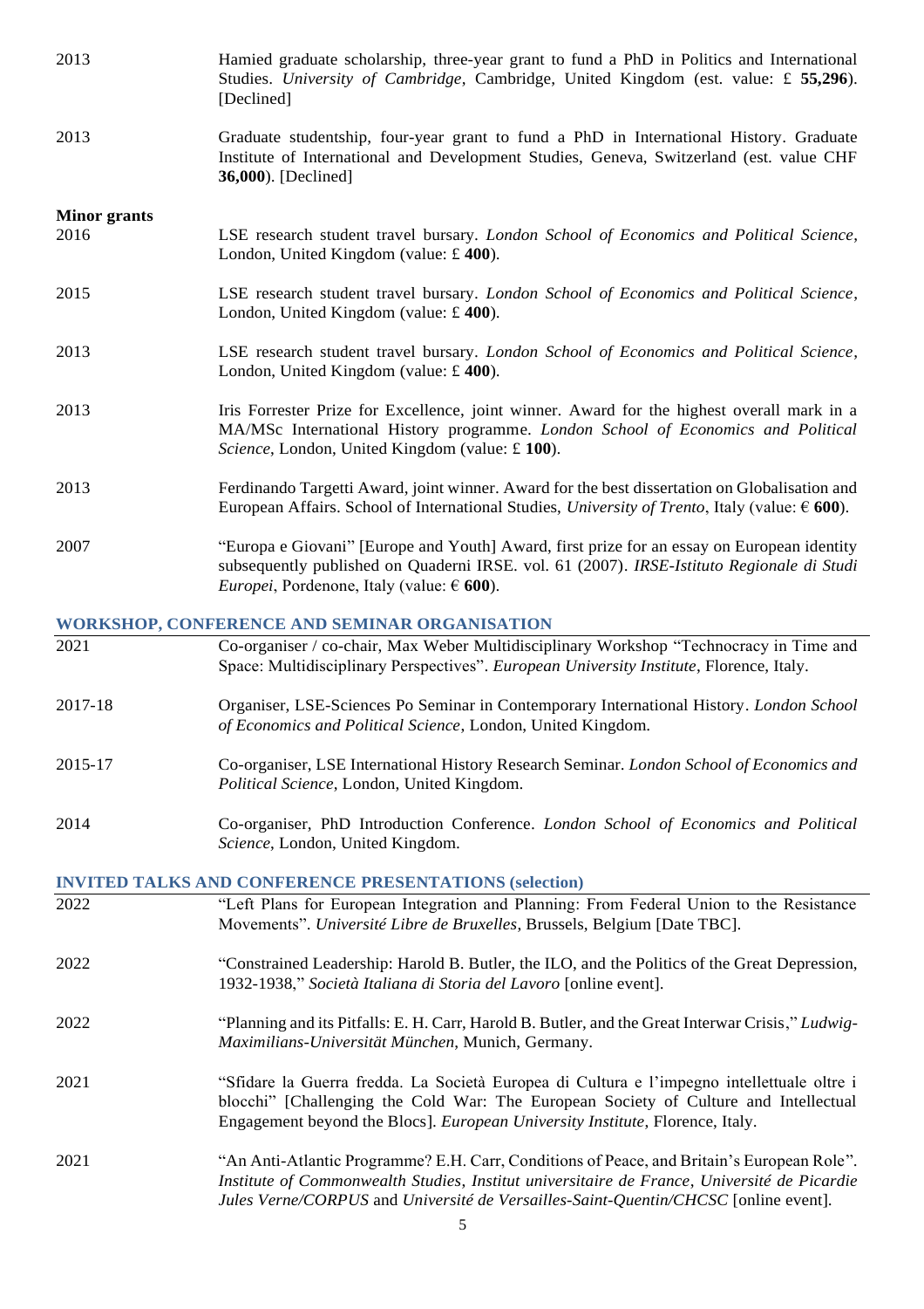2013 — Hamied graduate scholarship, three-year grant to fund a PhD in Politics and International Studies. *University of Cambridge*, Cambridge, United Kingdom (est. value: £ **55,296**). [Declined]

2013 — Graduate studentship, four-year grant to fund a PhD in International History. Graduate Institute of International and Development Studies, Geneva, Switzerland (est. value CHF **36,000**). [Declined]

**Minor grants**

2016 — LSE research student travel bursary. *London School of Economics and Political Science*, London, United Kingdom (value: £ **400**).

2015 — LSE research student travel bursary. *London School of Economics and Political Science*, London, United Kingdom (value: £ **400**).

2013 — LSE research student travel bursary. *London School of Economics and Political Science*, London, United Kingdom (value: £ **400**).

2013 — Iris Forrester Prize for Excellence, joint winner. Award for the highest overall mark in a MA/MSc International History programme. *London School of Economics and Political Science*, London, United Kingdom (value: £ **100**).

2013 — Ferdinando Targetti Award, joint winner. Award for the best dissertation on Globalisation and European Affairs. School of International Studies, *University of Trento*, Italy (value: € **600**).

2007 — "Europa e Giovani" [Europe and Youth] Award, first prize for an essay on European identity subsequently published on Quaderni IRSE. vol. 61 (2007). *IRSE-Istituto Regionale di Studi Europei*, Pordenone, Italy (value: € **600**).

## WORKSHOP, CONFERENCE AND SEMINAR ORGANISATION

2021 — Co-organiser / co-chair, Max Weber Multidisciplinary Workshop "Technocracy in Time and Space: Multidisciplinary Perspectives". *European University Institute*, Florence, Italy.

2017-18 — Organiser, LSE-Sciences Po Seminar in Contemporary International History. *London School of Economics and Political Science*, London, United Kingdom.

2015-17 — Co-organiser, LSE International History Research Seminar. *London School of Economics and Political Science*, London, United Kingdom.

2014 — Co-organiser, PhD Introduction Conference. *London School of Economics and Political Science*, London, United Kingdom.

## INVITED TALKS AND CONFERENCE PRESENTATIONS (selection)

2022 — "Left Plans for European Integration and Planning: From Federal Union to the Resistance Movements". *Université Libre de Bruxelles*, Brussels, Belgium [Date TBC].

2022 — "Constrained Leadership: Harold B. Butler, the ILO, and the Politics of the Great Depression, 1932-1938," *Società Italiana di Storia del Lavoro* [online event].

2022 — "Planning and its Pitfalls: E. H. Carr, Harold B. Butler, and the Great Interwar Crisis," *Ludwig-Maximilians-Universität München*, Munich, Germany.

2021 — "Sfidare la Guerra fredda. La Società Europea di Cultura e l'impegno intellettuale oltre i blocchi" [Challenging the Cold War: The European Society of Culture and Intellectual Engagement beyond the Blocs]. *European University Institute*, Florence, Italy.

2021 — "An Anti-Atlantic Programme? E.H. Carr, Conditions of Peace, and Britain's European Role". *Institute of Commonwealth Studies*, *Institut universitaire de France*, *Université de Picardie Jules Verne/CORPUS* and *Université de Versailles-Saint-Quentin/CHCSC* [online event].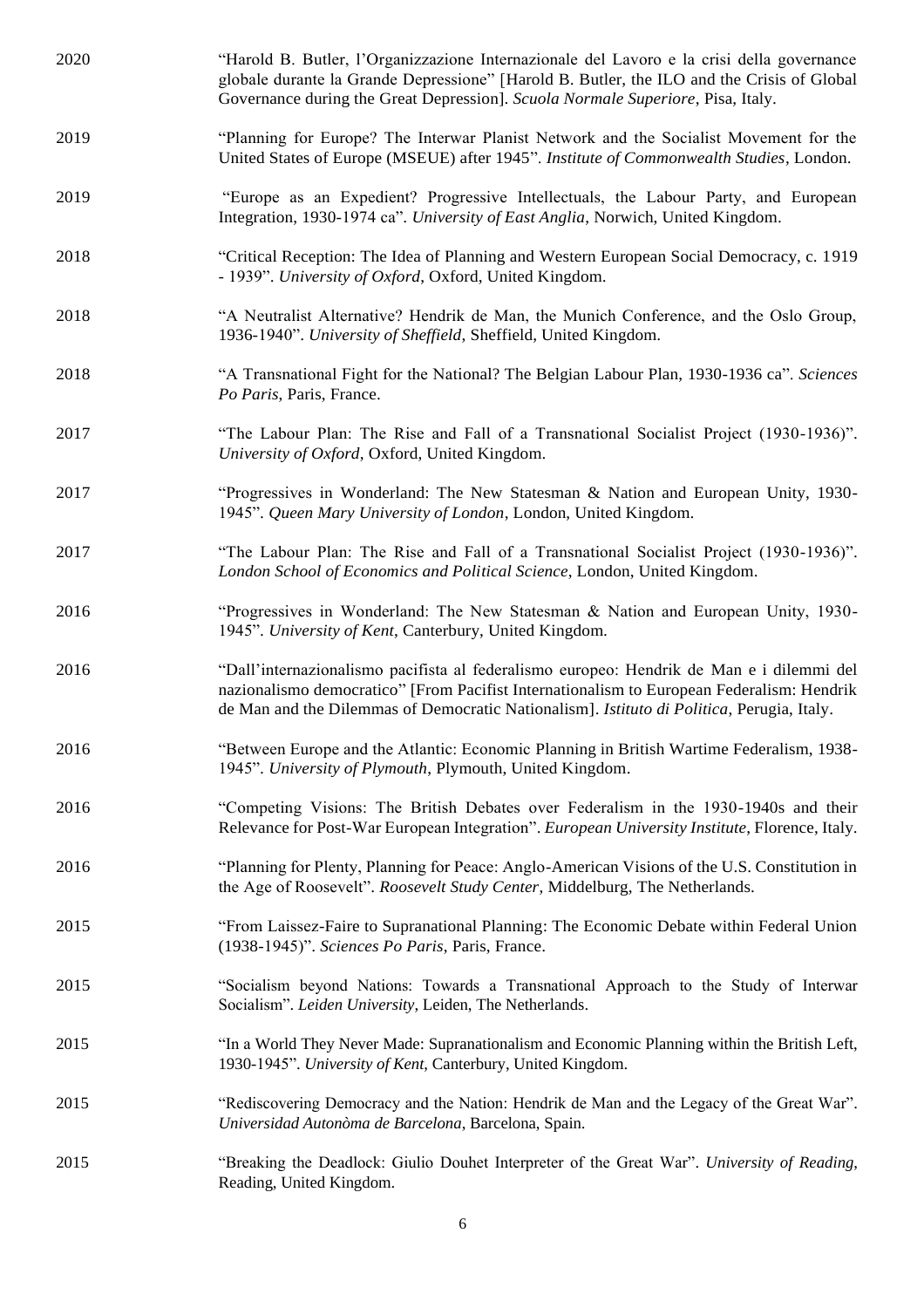| | |
|---|---|
| 2020 | "Harold B. Butler, l'Organizzazione Internazionale del Lavoro e la crisi della governance globale durante la Grande Depressione" [Harold B. Butler, the ILO and the Crisis of Global Governance during the Great Depression]. *Scuola Normale Superiore*, Pisa, Italy. |
| 2019 | "Planning for Europe? The Interwar Planist Network and the Socialist Movement for the United States of Europe (MSEUE) after 1945". *Institute of Commonwealth Studies*, London. |
| 2019 | "Europe as an Expedient? Progressive Intellectuals, the Labour Party, and European Integration, 1930-1974 ca". *University of East Anglia*, Norwich, United Kingdom. |
| 2018 | "Critical Reception: The Idea of Planning and Western European Social Democracy, c. 1919 - 1939". *University of Oxford*, Oxford, United Kingdom. |
| 2018 | "A Neutralist Alternative? Hendrik de Man, the Munich Conference, and the Oslo Group, 1936-1940". *University of Sheffield*, Sheffield, United Kingdom. |
| 2018 | "A Transnational Fight for the National? The Belgian Labour Plan, 1930-1936 ca". *Sciences Po Paris*, Paris, France. |
| 2017 | "The Labour Plan: The Rise and Fall of a Transnational Socialist Project (1930-1936)". *University of Oxford*, Oxford, United Kingdom. |
| 2017 | "Progressives in Wonderland: The New Statesman & Nation and European Unity, 1930-1945". *Queen Mary University of London*, London, United Kingdom. |
| 2017 | "The Labour Plan: The Rise and Fall of a Transnational Socialist Project (1930-1936)". *London School of Economics and Political Science*, London, United Kingdom. |
| 2016 | "Progressives in Wonderland: The New Statesman & Nation and European Unity, 1930-1945". *University of Kent*, Canterbury, United Kingdom. |
| 2016 | "Dall'internazionalismo pacifista al federalismo europeo: Hendrik de Man e i dilemmi del nazionalismo democratico" [From Pacifist Internationalism to European Federalism: Hendrik de Man and the Dilemmas of Democratic Nationalism]. *Istituto di Politica*, Perugia, Italy. |
| 2016 | "Between Europe and the Atlantic: Economic Planning in British Wartime Federalism, 1938-1945". *University of Plymouth*, Plymouth, United Kingdom. |
| 2016 | "Competing Visions: The British Debates over Federalism in the 1930-1940s and their Relevance for Post-War European Integration". *European University Institute*, Florence, Italy. |
| 2016 | "Planning for Plenty, Planning for Peace: Anglo-American Visions of the U.S. Constitution in the Age of Roosevelt". *Roosevelt Study Center*, Middelburg, The Netherlands. |
| 2015 | "From Laissez-Faire to Supranational Planning: The Economic Debate within Federal Union (1938-1945)". *Sciences Po Paris*, Paris, France. |
| 2015 | "Socialism beyond Nations: Towards a Transnational Approach to the Study of Interwar Socialism". *Leiden University*, Leiden, The Netherlands. |
| 2015 | "In a World They Never Made: Supranationalism and Economic Planning within the British Left, 1930-1945". *University of Kent*, Canterbury, United Kingdom. |
| 2015 | "Rediscovering Democracy and the Nation: Hendrik de Man and the Legacy of the Great War". *Universidad Autonòma de Barcelona*, Barcelona, Spain. |
| 2015 | "Breaking the Deadlock: Giulio Douhet Interpreter of the Great War". *University of Reading*, Reading, United Kingdom. |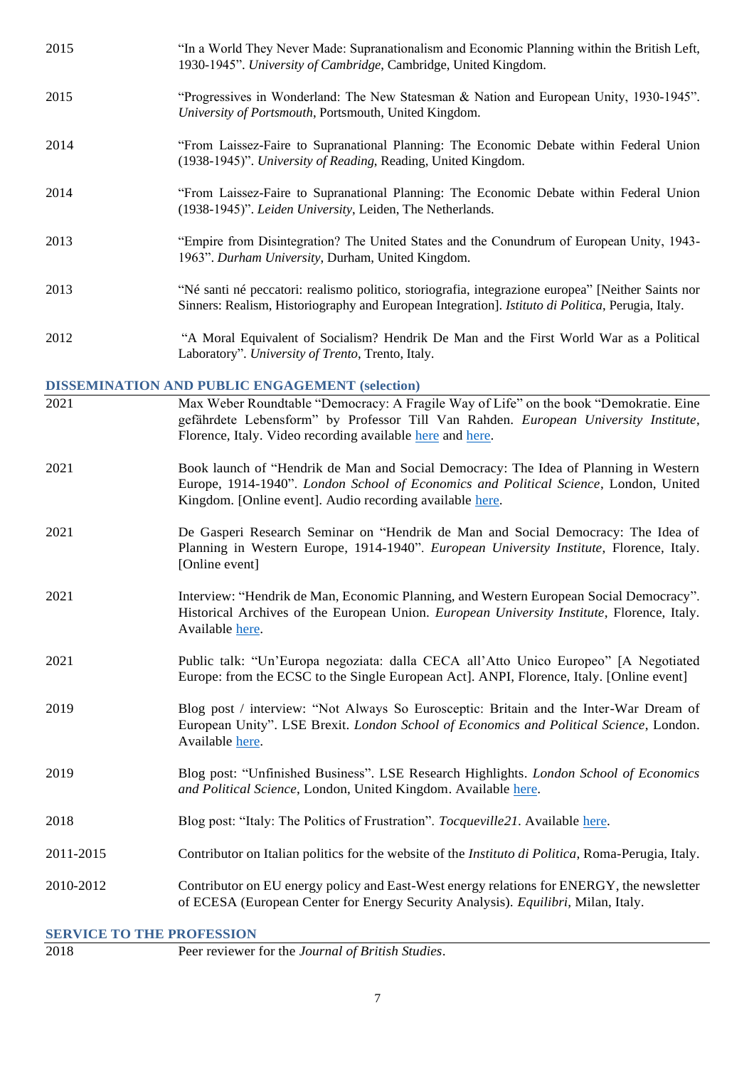| | |
|---|---|
| 2015 | "In a World They Never Made: Supranationalism and Economic Planning within the British Left, 1930-1945". *University of Cambridge*, Cambridge, United Kingdom. |
| 2015 | "Progressives in Wonderland: The New Statesman & Nation and European Unity, 1930-1945". *University of Portsmouth*, Portsmouth, United Kingdom. |
| 2014 | "From Laissez-Faire to Supranational Planning: The Economic Debate within Federal Union (1938-1945)". *University of Reading*, Reading, United Kingdom. |
| 2014 | "From Laissez-Faire to Supranational Planning: The Economic Debate within Federal Union (1938-1945)". *Leiden University*, Leiden, The Netherlands. |
| 2013 | "Empire from Disintegration? The United States and the Conundrum of European Unity, 1943-1963". *Durham University*, Durham, United Kingdom. |
| 2013 | "Né santi né peccatori: realismo politico, storiografia, integrazione europea" [Neither Saints nor Sinners: Realism, Historiography and European Integration]. *Istituto di Politica*, Perugia, Italy. |
| 2012 | "A Moral Equivalent of Socialism? Hendrik De Man and the First World War as a Political Laboratory". *University of Trento*, Trento, Italy. |

## DISSEMINATION AND PUBLIC ENGAGEMENT (selection)

| | |
|---|---|
| 2021 | Max Weber Roundtable "Democracy: A Fragile Way of Life" on the book "Demokratie. Eine gefährdete Lebensform" by Professor Till Van Rahden. *European University Institute*, Florence, Italy. Video recording available here and here. |
| 2021 | Book launch of "Hendrik de Man and Social Democracy: The Idea of Planning in Western Europe, 1914-1940". *London School of Economics and Political Science*, London, United Kingdom. [Online event]. Audio recording available here. |
| 2021 | De Gasperi Research Seminar on "Hendrik de Man and Social Democracy: The Idea of Planning in Western Europe, 1914-1940". *European University Institute*, Florence, Italy. [Online event] |
| 2021 | Interview: "Hendrik de Man, Economic Planning, and Western European Social Democracy". Historical Archives of the European Union. *European University Institute*, Florence, Italy. Available here. |
| 2021 | Public talk: "Un'Europa negoziata: dalla CECA all'Atto Unico Europeo" [A Negotiated Europe: from the ECSC to the Single European Act]. ANPI, Florence, Italy. [Online event] |
| 2019 | Blog post / interview: "Not Always So Eurosceptic: Britain and the Inter-War Dream of European Unity". LSE Brexit. *London School of Economics and Political Science*, London. Available here. |
| 2019 | Blog post: "Unfinished Business". LSE Research Highlights. *London School of Economics and Political Science*, London, United Kingdom. Available here. |
| 2018 | Blog post: "Italy: The Politics of Frustration". *Tocqueville21*. Available here. |
| 2011-2015 | Contributor on Italian politics for the website of the *Instituto di Politica*, Roma-Perugia, Italy. |
| 2010-2012 | Contributor on EU energy policy and East-West energy relations for ENERGY, the newsletter of ECESA (European Center for Energy Security Analysis). *Equilibri*, Milan, Italy. |

## SERVICE TO THE PROFESSION

| | |
|---|---|
| 2018 | Peer reviewer for the *Journal of British Studies*. |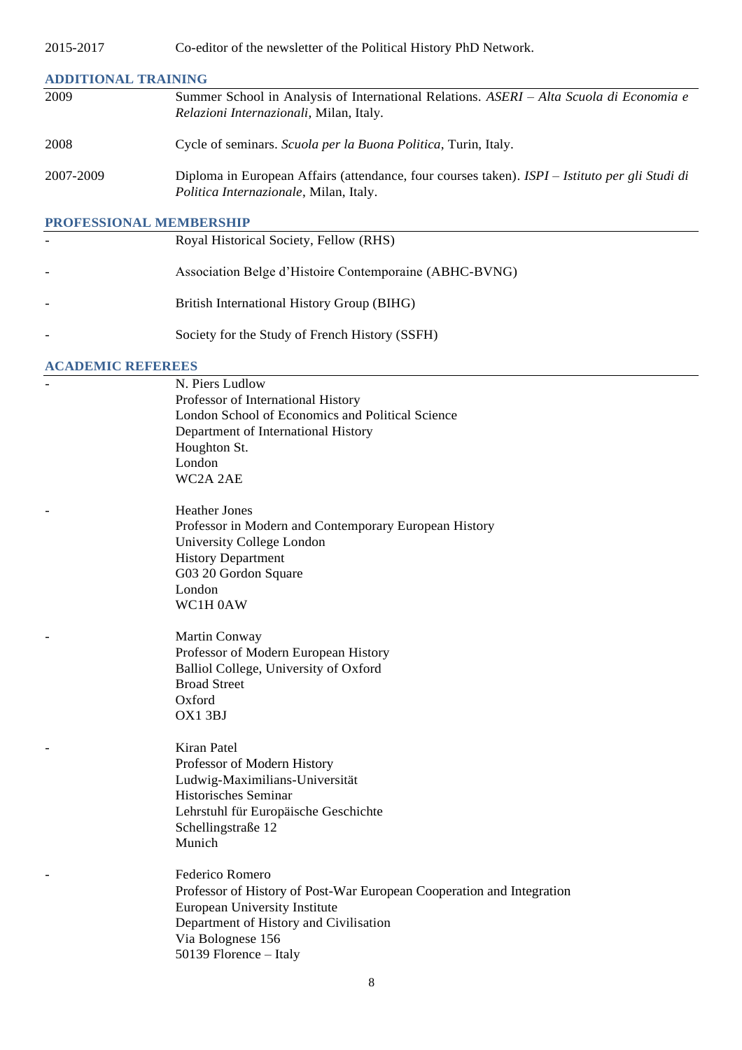2015-2017 Co-editor of the newsletter of the Political History PhD Network.

## ADDITIONAL TRAINING

| | |
|---|---|
| 2009 | Summer School in Analysis of International Relations. *ASERI – Alta Scuola di Economia e Relazioni Internazionali*, Milan, Italy. |
| 2008 | Cycle of seminars. *Scuola per la Buona Politica*, Turin, Italy. |
| 2007-2009 | Diploma in European Affairs (attendance, four courses taken). *ISPI – Istituto per gli Studi di Politica Internazionale*, Milan, Italy. |

## PROFESSIONAL MEMBERSHIP

- Royal Historical Society, Fellow (RHS)
- Association Belge d'Histoire Contemporaine (ABHC-BVNG)
- British International History Group (BIHG)
- Society for the Study of French History (SSFH)

## ACADEMIC REFEREES

- N. Piers Ludlow
  Professor of International History
  London School of Economics and Political Science
  Department of International History
  Houghton St.
  London
  WC2A 2AE

- Heather Jones
  Professor in Modern and Contemporary European History
  University College London
  History Department
  G03 20 Gordon Square
  London
  WC1H 0AW

- Martin Conway
  Professor of Modern European History
  Balliol College, University of Oxford
  Broad Street
  Oxford
  OX1 3BJ

- Kiran Patel
  Professor of Modern History
  Ludwig-Maximilians-Universität
  Historisches Seminar
  Lehrstuhl für Europäische Geschichte
  Schellingstraße 12
  Munich

- Federico Romero
  Professor of History of Post-War European Cooperation and Integration
  European University Institute
  Department of History and Civilisation
  Via Bolognese 156
  50139 Florence – Italy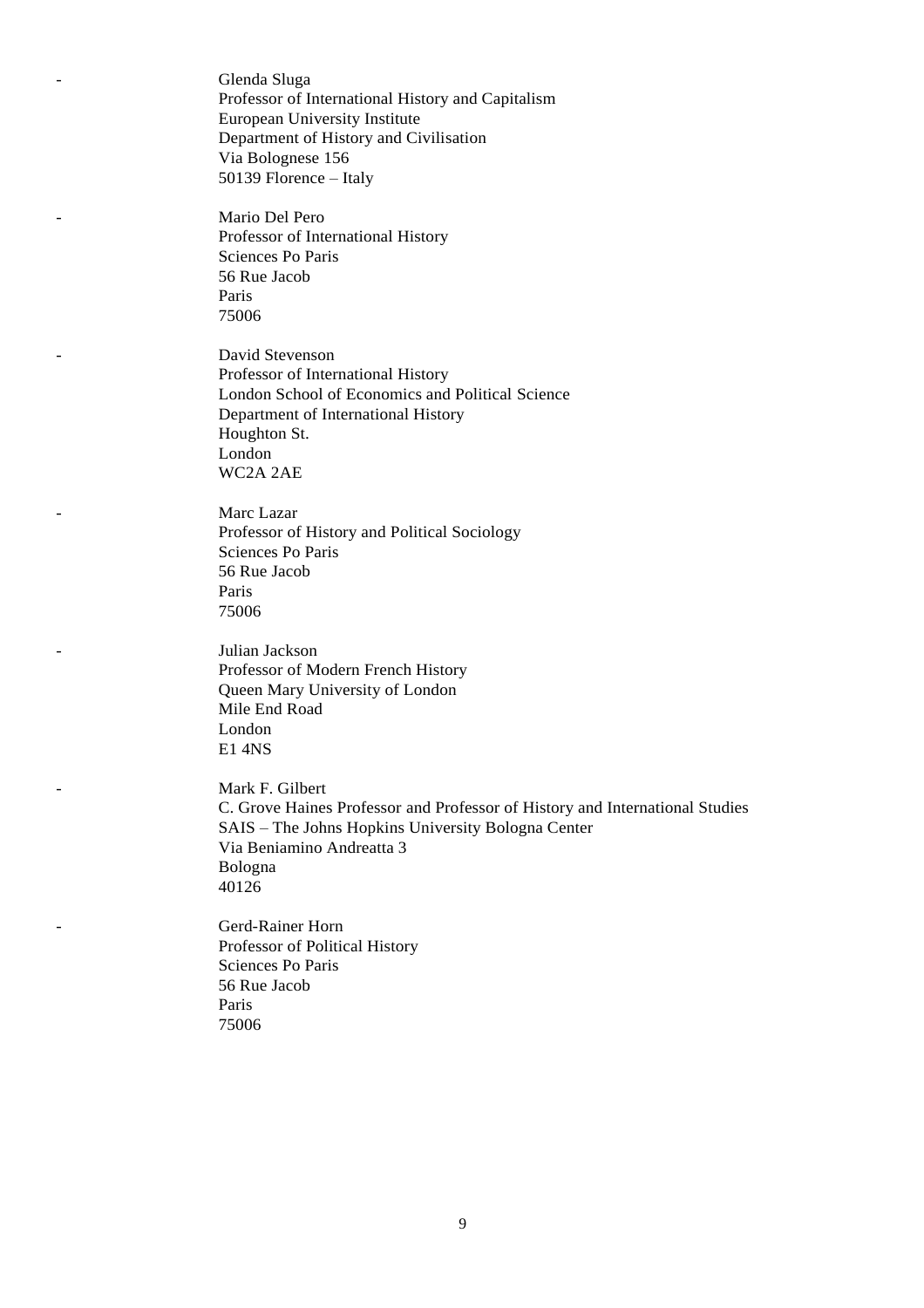- Glenda Sluga
  Professor of International History and Capitalism
  European University Institute
  Department of History and Civilisation
  Via Bolognese 156
  50139 Florence – Italy

- Mario Del Pero
  Professor of International History
  Sciences Po Paris
  56 Rue Jacob
  Paris
  75006

- David Stevenson
  Professor of International History
  London School of Economics and Political Science
  Department of International History
  Houghton St.
  London
  WC2A 2AE

- Marc Lazar
  Professor of History and Political Sociology
  Sciences Po Paris
  56 Rue Jacob
  Paris
  75006

- Julian Jackson
  Professor of Modern French History
  Queen Mary University of London
  Mile End Road
  London
  E1 4NS

- Mark F. Gilbert
  C. Grove Haines Professor and Professor of History and International Studies
  SAIS – The Johns Hopkins University Bologna Center
  Via Beniamino Andreatta 3
  Bologna
  40126

- Gerd-Rainer Horn
  Professor of Political History
  Sciences Po Paris
  56 Rue Jacob
  Paris
  75006